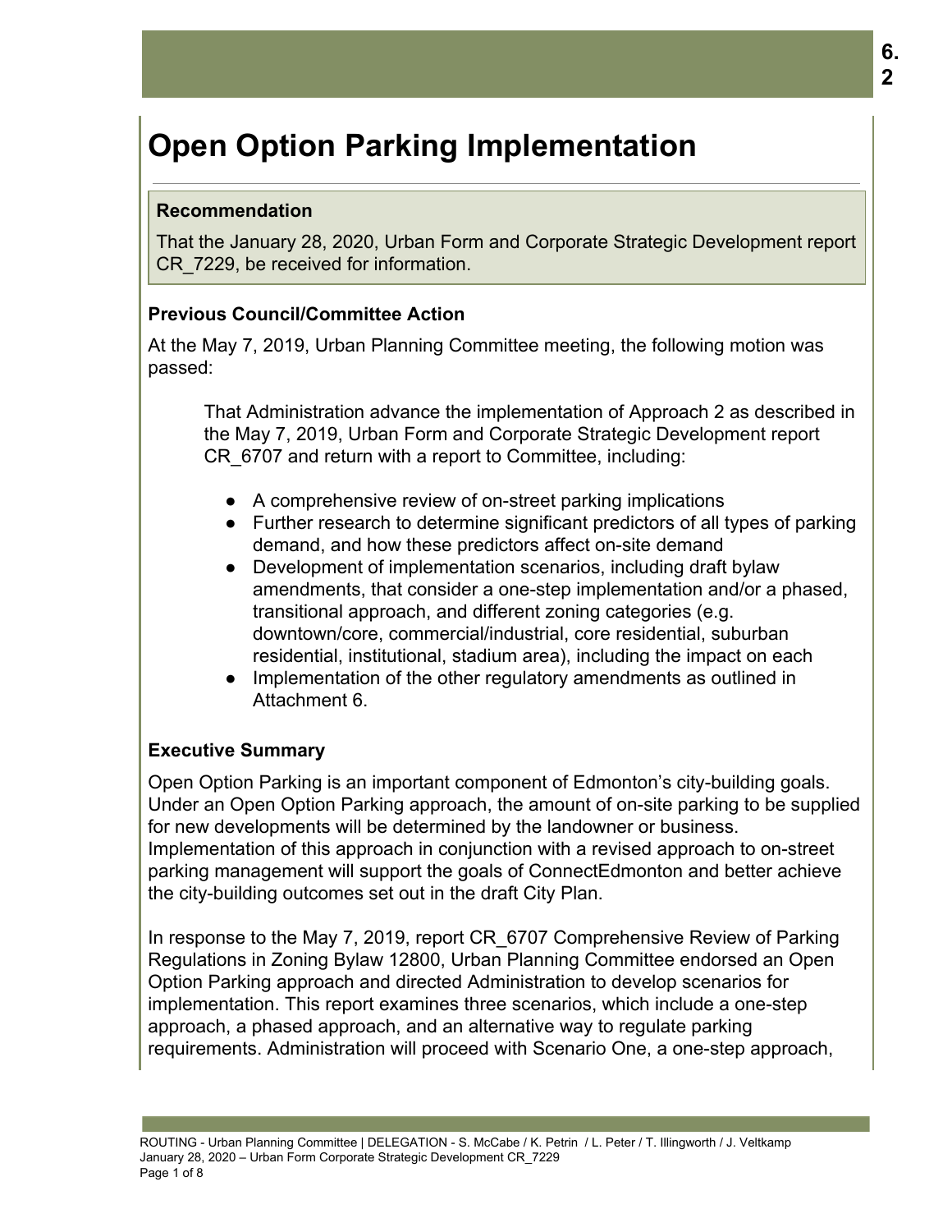# Open Option Parking Implementation

## Recommendation

That the January 28, 2020, Urban Form and Corporate Strategic Development report CR_7229, be received for information.

### Previous Council/Committee Action

At the May 7, 2019, Urban Planning Committee meeting, the following motion was passed:

> That Administration advance the implementation of Approach 2 as described in the May 7, 2019, Urban Form and Corporate Strategic Development report CR_6707 and return with a report to Committee, including:
>
> - A comprehensive review of on-street parking implications
> - Further research to determine significant predictors of all types of parking demand, and how these predictors affect on-site demand
> - Development of implementation scenarios, including draft bylaw amendments, that consider a one-step implementation and/or a phased, transitional approach, and different zoning categories (e.g. downtown/core, commercial/industrial, core residential, suburban residential, institutional, stadium area), including the impact on each
> - Implementation of the other regulatory amendments as outlined in Attachment 6.

### Executive Summary

Open Option Parking is an important component of Edmonton's city-building goals. Under an Open Option Parking approach, the amount of on-site parking to be supplied for new developments will be determined by the landowner or business. Implementation of this approach in conjunction with a revised approach to on-street parking management will support the goals of ConnectEdmonton and better achieve the city-building outcomes set out in the draft City Plan.

In response to the May 7, 2019, report CR_6707 Comprehensive Review of Parking Regulations in Zoning Bylaw 12800, Urban Planning Committee endorsed an Open Option Parking approach and directed Administration to develop scenarios for implementation. This report examines three scenarios, which include a one-step approach, a phased approach, and an alternative way to regulate parking requirements. Administration will proceed with Scenario One, a one-step approach,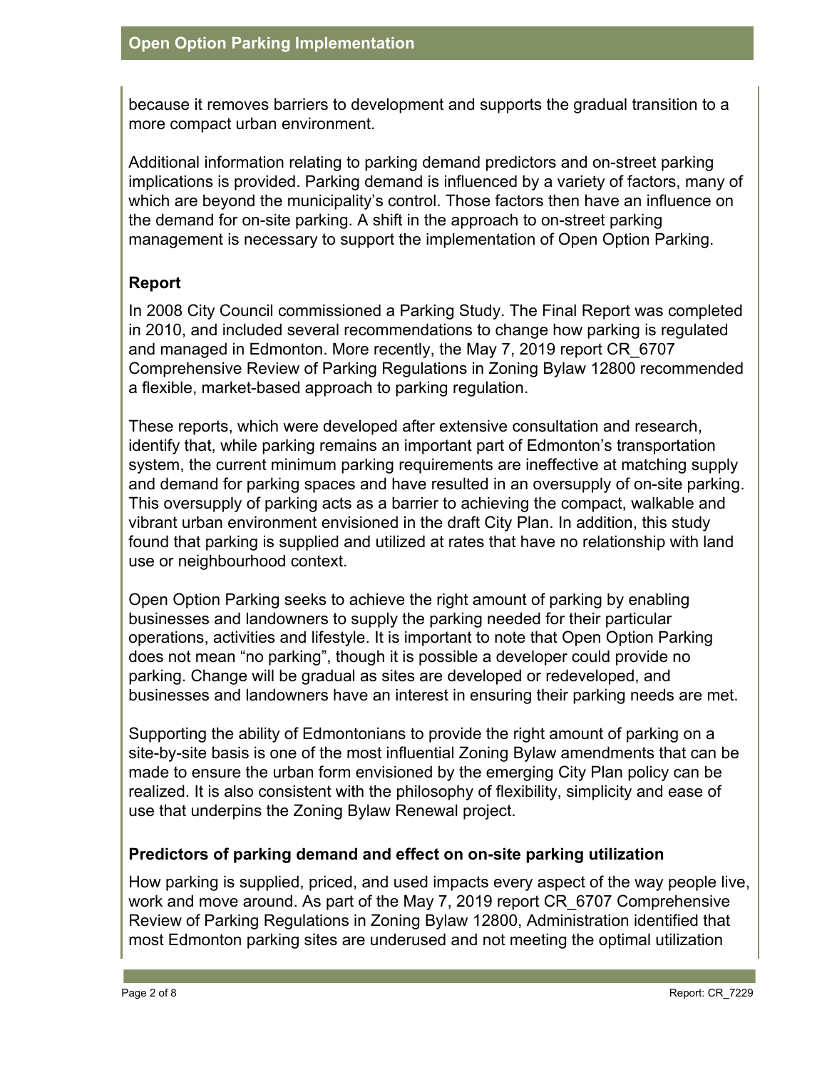because it removes barriers to development and supports the gradual transition to a more compact urban environment.

Additional information relating to parking demand predictors and on-street parking implications is provided. Parking demand is influenced by a variety of factors, many of which are beyond the municipality's control. Those factors then have an influence on the demand for on-site parking. A shift in the approach to on-street parking management is necessary to support the implementation of Open Option Parking.

## Report

In 2008 City Council commissioned a Parking Study. The Final Report was completed in 2010, and included several recommendations to change how parking is regulated and managed in Edmonton. More recently, the May 7, 2019 report CR_6707 Comprehensive Review of Parking Regulations in Zoning Bylaw 12800 recommended a flexible, market-based approach to parking regulation.

These reports, which were developed after extensive consultation and research, identify that, while parking remains an important part of Edmonton's transportation system, the current minimum parking requirements are ineffective at matching supply and demand for parking spaces and have resulted in an oversupply of on-site parking. This oversupply of parking acts as a barrier to achieving the compact, walkable and vibrant urban environment envisioned in the draft City Plan. In addition, this study found that parking is supplied and utilized at rates that have no relationship with land use or neighbourhood context.

Open Option Parking seeks to achieve the right amount of parking by enabling businesses and landowners to supply the parking needed for their particular operations, activities and lifestyle. It is important to note that Open Option Parking does not mean "no parking", though it is possible a developer could provide no parking. Change will be gradual as sites are developed or redeveloped, and businesses and landowners have an interest in ensuring their parking needs are met.

Supporting the ability of Edmontonians to provide the right amount of parking on a site-by-site basis is one of the most influential Zoning Bylaw amendments that can be made to ensure the urban form envisioned by the emerging City Plan policy can be realized. It is also consistent with the philosophy of flexibility, simplicity and ease of use that underpins the Zoning Bylaw Renewal project.

### Predictors of parking demand and effect on on-site parking utilization

How parking is supplied, priced, and used impacts every aspect of the way people live, work and move around. As part of the May 7, 2019 report CR_6707 Comprehensive Review of Parking Regulations in Zoning Bylaw 12800, Administration identified that most Edmonton parking sites are underused and not meeting the optimal utilization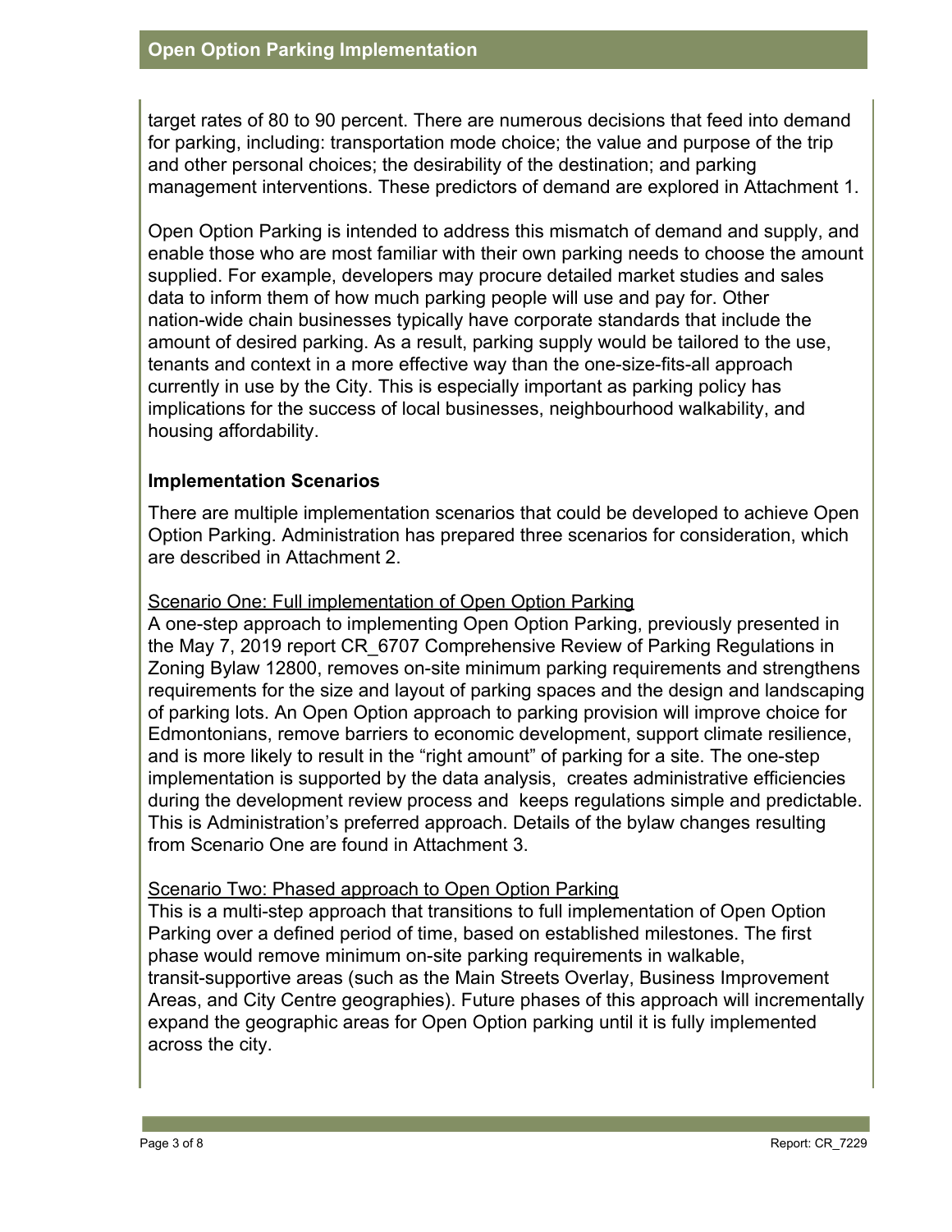target rates of 80 to 90 percent. There are numerous decisions that feed into demand for parking, including: transportation mode choice; the value and purpose of the trip and other personal choices; the desirability of the destination; and parking management interventions. These predictors of demand are explored in Attachment 1.

Open Option Parking is intended to address this mismatch of demand and supply, and enable those who are most familiar with their own parking needs to choose the amount supplied. For example, developers may procure detailed market studies and sales data to inform them of how much parking people will use and pay for. Other nation-wide chain businesses typically have corporate standards that include the amount of desired parking. As a result, parking supply would be tailored to the use, tenants and context in a more effective way than the one-size-fits-all approach currently in use by the City. This is especially important as parking policy has implications for the success of local businesses, neighbourhood walkability, and housing affordability.

### Implementation Scenarios

There are multiple implementation scenarios that could be developed to achieve Open Option Parking. Administration has prepared three scenarios for consideration, which are described in Attachment 2.

<u>Scenario One: Full implementation of Open Option Parking</u>

A one-step approach to implementing Open Option Parking, previously presented in the May 7, 2019 report CR_6707 Comprehensive Review of Parking Regulations in Zoning Bylaw 12800, removes on-site minimum parking requirements and strengthens requirements for the size and layout of parking spaces and the design and landscaping of parking lots. An Open Option approach to parking provision will improve choice for Edmontonians, remove barriers to economic development, support climate resilience, and is more likely to result in the "right amount" of parking for a site. The one-step implementation is supported by the data analysis, creates administrative efficiencies during the development review process and keeps regulations simple and predictable. This is Administration's preferred approach. Details of the bylaw changes resulting from Scenario One are found in Attachment 3.

<u>Scenario Two: Phased approach to Open Option Parking</u>

This is a multi-step approach that transitions to full implementation of Open Option Parking over a defined period of time, based on established milestones. The first phase would remove minimum on-site parking requirements in walkable, transit-supportive areas (such as the Main Streets Overlay, Business Improvement Areas, and City Centre geographies). Future phases of this approach will incrementally expand the geographic areas for Open Option parking until it is fully implemented across the city.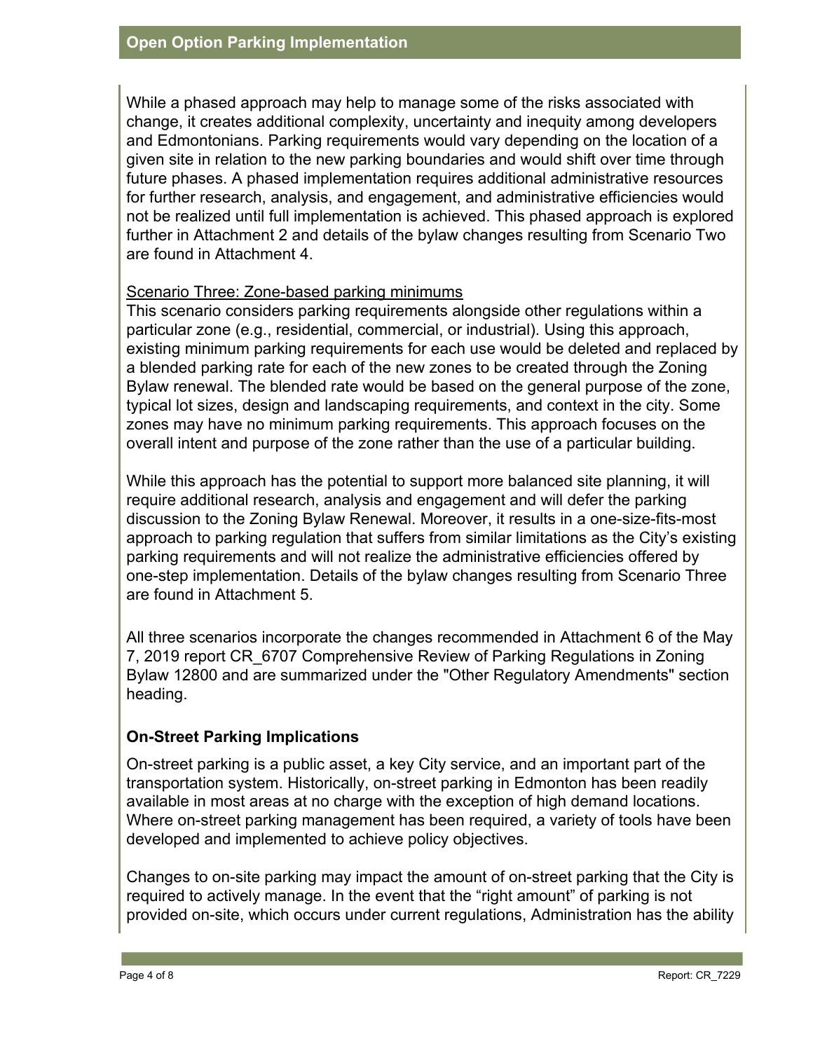While a phased approach may help to manage some of the risks associated with change, it creates additional complexity, uncertainty and inequity among developers and Edmontonians. Parking requirements would vary depending on the location of a given site in relation to the new parking boundaries and would shift over time through future phases. A phased implementation requires additional administrative resources for further research, analysis, and engagement, and administrative efficiencies would not be realized until full implementation is achieved. This phased approach is explored further in Attachment 2 and details of the bylaw changes resulting from Scenario Two are found in Attachment 4.

Scenario Three: Zone-based parking minimums

This scenario considers parking requirements alongside other regulations within a particular zone (e.g., residential, commercial, or industrial). Using this approach, existing minimum parking requirements for each use would be deleted and replaced by a blended parking rate for each of the new zones to be created through the Zoning Bylaw renewal. The blended rate would be based on the general purpose of the zone, typical lot sizes, design and landscaping requirements, and context in the city. Some zones may have no minimum parking requirements. This approach focuses on the overall intent and purpose of the zone rather than the use of a particular building.

While this approach has the potential to support more balanced site planning, it will require additional research, analysis and engagement and will defer the parking discussion to the Zoning Bylaw Renewal. Moreover, it results in a one-size-fits-most approach to parking regulation that suffers from similar limitations as the City's existing parking requirements and will not realize the administrative efficiencies offered by one-step implementation. Details of the bylaw changes resulting from Scenario Three are found in Attachment 5.

All three scenarios incorporate the changes recommended in Attachment 6 of the May 7, 2019 report CR_6707 Comprehensive Review of Parking Regulations in Zoning Bylaw 12800 and are summarized under the "Other Regulatory Amendments" section heading.

## On-Street Parking Implications

On-street parking is a public asset, a key City service, and an important part of the transportation system. Historically, on-street parking in Edmonton has been readily available in most areas at no charge with the exception of high demand locations. Where on-street parking management has been required, a variety of tools have been developed and implemented to achieve policy objectives.

Changes to on-site parking may impact the amount of on-street parking that the City is required to actively manage. In the event that the "right amount" of parking is not provided on-site, which occurs under current regulations, Administration has the ability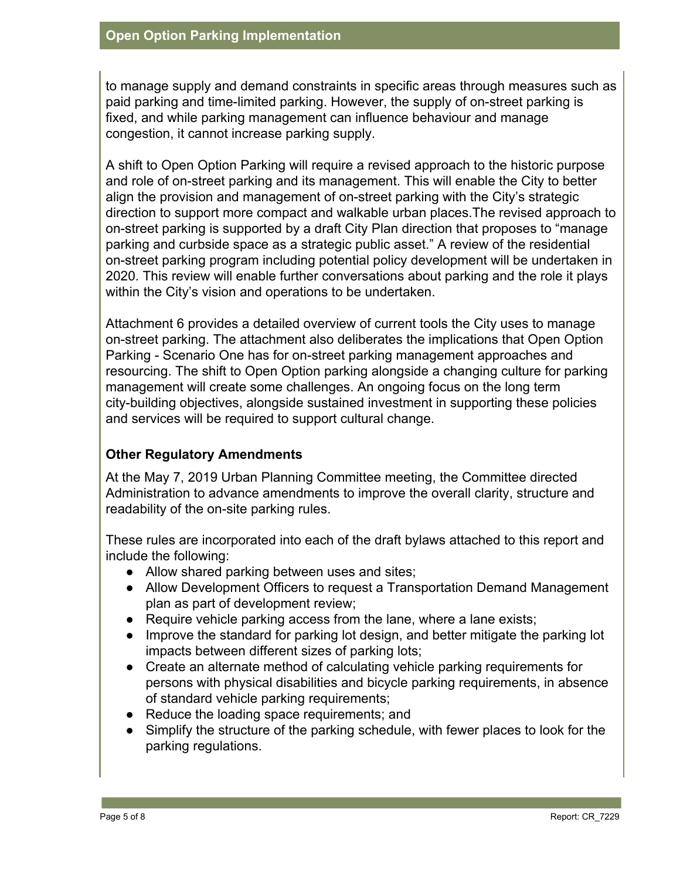to manage supply and demand constraints in specific areas through measures such as paid parking and time-limited parking. However, the supply of on-street parking is fixed, and while parking management can influence behaviour and manage congestion, it cannot increase parking supply.

A shift to Open Option Parking will require a revised approach to the historic purpose and role of on-street parking and its management. This will enable the City to better align the provision and management of on-street parking with the City's strategic direction to support more compact and walkable urban places.The revised approach to on-street parking is supported by a draft City Plan direction that proposes to "manage parking and curbside space as a strategic public asset." A review of the residential on-street parking program including potential policy development will be undertaken in 2020. This review will enable further conversations about parking and the role it plays within the City's vision and operations to be undertaken.

Attachment 6 provides a detailed overview of current tools the City uses to manage on-street parking. The attachment also deliberates the implications that Open Option Parking - Scenario One has for on-street parking management approaches and resourcing. The shift to Open Option parking alongside a changing culture for parking management will create some challenges. An ongoing focus on the long term city-building objectives, alongside sustained investment in supporting these policies and services will be required to support cultural change.

**Other Regulatory Amendments**

At the May 7, 2019 Urban Planning Committee meeting, the Committee directed Administration to advance amendments to improve the overall clarity, structure and readability of the on-site parking rules.

These rules are incorporated into each of the draft bylaws attached to this report and include the following:

- Allow shared parking between uses and sites;
- Allow Development Officers to request a Transportation Demand Management plan as part of development review;
- Require vehicle parking access from the lane, where a lane exists;
- Improve the standard for parking lot design, and better mitigate the parking lot impacts between different sizes of parking lots;
- Create an alternate method of calculating vehicle parking requirements for persons with physical disabilities and bicycle parking requirements, in absence of standard vehicle parking requirements;
- Reduce the loading space requirements; and
- Simplify the structure of the parking schedule, with fewer places to look for the parking regulations.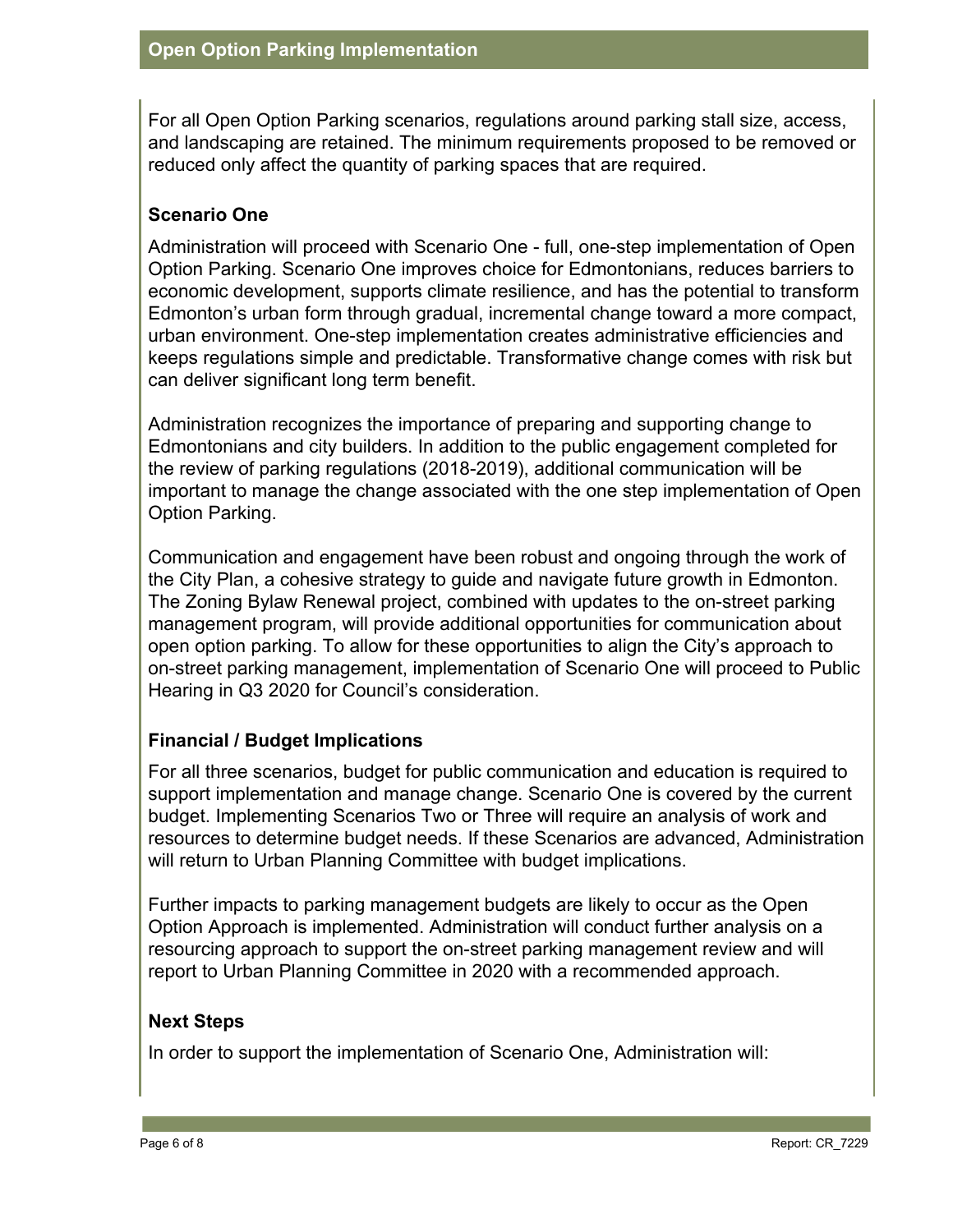For all Open Option Parking scenarios, regulations around parking stall size, access, and landscaping are retained. The minimum requirements proposed to be removed or reduced only affect the quantity of parking spaces that are required.

### Scenario One

Administration will proceed with Scenario One - full, one-step implementation of Open Option Parking. Scenario One improves choice for Edmontonians, reduces barriers to economic development, supports climate resilience, and has the potential to transform Edmonton's urban form through gradual, incremental change toward a more compact, urban environment. One-step implementation creates administrative efficiencies and keeps regulations simple and predictable. Transformative change comes with risk but can deliver significant long term benefit.

Administration recognizes the importance of preparing and supporting change to Edmontonians and city builders. In addition to the public engagement completed for the review of parking regulations (2018-2019), additional communication will be important to manage the change associated with the one step implementation of Open Option Parking.

Communication and engagement have been robust and ongoing through the work of the City Plan, a cohesive strategy to guide and navigate future growth in Edmonton. The Zoning Bylaw Renewal project, combined with updates to the on-street parking management program, will provide additional opportunities for communication about open option parking. To allow for these opportunities to align the City's approach to on-street parking management, implementation of Scenario One will proceed to Public Hearing in Q3 2020 for Council's consideration.

### Financial / Budget Implications

For all three scenarios, budget for public communication and education is required to support implementation and manage change. Scenario One is covered by the current budget. Implementing Scenarios Two or Three will require an analysis of work and resources to determine budget needs. If these Scenarios are advanced, Administration will return to Urban Planning Committee with budget implications.

Further impacts to parking management budgets are likely to occur as the Open Option Approach is implemented. Administration will conduct further analysis on a resourcing approach to support the on-street parking management review and will report to Urban Planning Committee in 2020 with a recommended approach.

### Next Steps

In order to support the implementation of Scenario One, Administration will: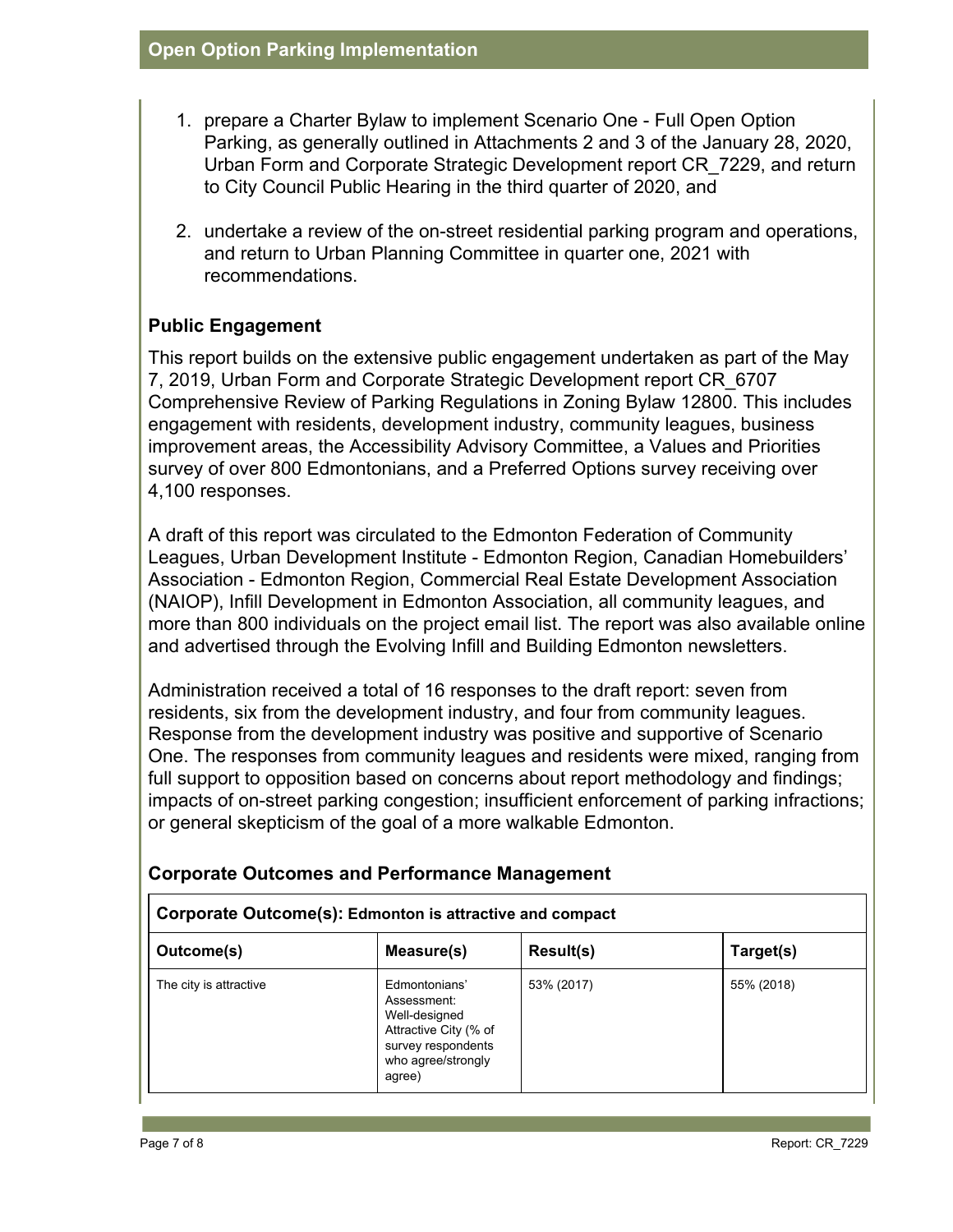1. prepare a Charter Bylaw to implement Scenario One - Full Open Option Parking, as generally outlined in Attachments 2 and 3 of the January 28, 2020, Urban Form and Corporate Strategic Development report CR_7229, and return to City Council Public Hearing in the third quarter of 2020, and

2. undertake a review of the on-street residential parking program and operations, and return to Urban Planning Committee in quarter one, 2021 with recommendations.

### Public Engagement

This report builds on the extensive public engagement undertaken as part of the May 7, 2019, Urban Form and Corporate Strategic Development report CR_6707 Comprehensive Review of Parking Regulations in Zoning Bylaw 12800. This includes engagement with residents, development industry, community leagues, business improvement areas, the Accessibility Advisory Committee, a Values and Priorities survey of over 800 Edmontonians, and a Preferred Options survey receiving over 4,100 responses.

A draft of this report was circulated to the Edmonton Federation of Community Leagues, Urban Development Institute - Edmonton Region, Canadian Homebuilders' Association - Edmonton Region, Commercial Real Estate Development Association (NAIOP), Infill Development in Edmonton Association, all community leagues, and more than 800 individuals on the project email list. The report was also available online and advertised through the Evolving Infill and Building Edmonton newsletters.

Administration received a total of 16 responses to the draft report: seven from residents, six from the development industry, and four from community leagues. Response from the development industry was positive and supportive of Scenario One. The responses from community leagues and residents were mixed, ranging from full support to opposition based on concerns about report methodology and findings; impacts of on-street parking congestion; insufficient enforcement of parking infractions; or general skepticism of the goal of a more walkable Edmonton.

### Corporate Outcomes and Performance Management

| **Corporate Outcome(s): Edmonton is attractive and compact** | | | |
|---|---|---|---|
| **Outcome(s)** | **Measure(s)** | **Result(s)** | **Target(s)** |
| The city is attractive | Edmontonians' Assessment: Well-designed Attractive City (% of survey respondents who agree/strongly agree) | 53% (2017) | 55% (2018) |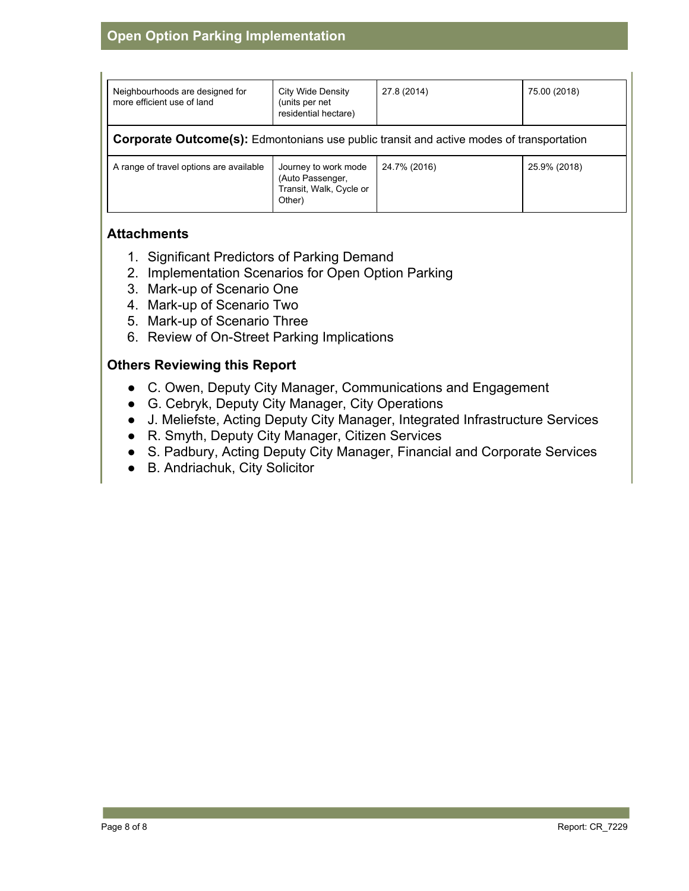| | | | |
|---|---|---|---|
| Neighbourhoods are designed for more efficient use of land | City Wide Density (units per net residential hectare) | 27.8 (2014) | 75.00 (2018) |
| **Corporate Outcome(s):** Edmontonians use public transit and active modes of transportation | | | |
| A range of travel options are available | Journey to work mode (Auto Passenger, Transit, Walk, Cycle or Other) | 24.7% (2016) | 25.9% (2018) |

## Attachments

1. Significant Predictors of Parking Demand
2. Implementation Scenarios for Open Option Parking
3. Mark-up of Scenario One
4. Mark-up of Scenario Two
5. Mark-up of Scenario Three
6. Review of On-Street Parking Implications

## Others Reviewing this Report

- C. Owen, Deputy City Manager, Communications and Engagement
- G. Cebryk, Deputy City Manager, City Operations
- J. Meliefste, Acting Deputy City Manager, Integrated Infrastructure Services
- R. Smyth, Deputy City Manager, Citizen Services
- S. Padbury, Acting Deputy City Manager, Financial and Corporate Services
- B. Andriachuk, City Solicitor